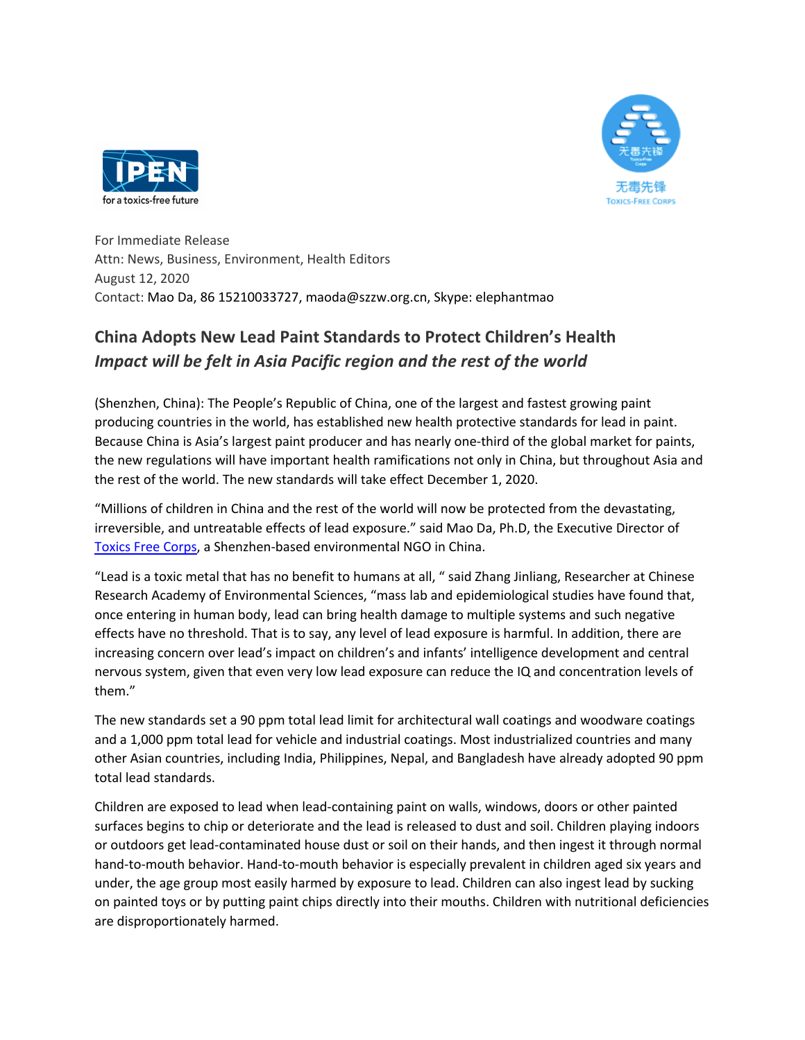For Immediate Release
Attn: News, Business, Environment, Health Editors
August 12, 2020
Contact: Mao Da, 86 15210033727, maoda@szzw.org.cn, Skype: elephantmao

## China Adopts New Lead Paint Standards to Protect Children's Health

### *Impact will be felt in Asia Pacific region and the rest of the world*

(Shenzhen, China): The People's Republic of China, one of the largest and fastest growing paint producing countries in the world, has established new health protective standards for lead in paint. Because China is Asia's largest paint producer and has nearly one-third of the global market for paints, the new regulations will have important health ramifications not only in China, but throughout Asia and the rest of the world. The new standards will take effect December 1, 2020.

"Millions of children in China and the rest of the world will now be protected from the devastating, irreversible, and untreatable effects of lead exposure." said Mao Da, Ph.D, the Executive Director of Toxics Free Corps, a Shenzhen-based environmental NGO in China.

"Lead is a toxic metal that has no benefit to humans at all, " said Zhang Jinliang, Researcher at Chinese Research Academy of Environmental Sciences, "mass lab and epidemiological studies have found that, once entering in human body, lead can bring health damage to multiple systems and such negative effects have no threshold. That is to say, any level of lead exposure is harmful. In addition, there are increasing concern over lead's impact on children's and infants' intelligence development and central nervous system, given that even very low lead exposure can reduce the IQ and concentration levels of them."

The new standards set a 90 ppm total lead limit for architectural wall coatings and woodware coatings and a 1,000 ppm total lead for vehicle and industrial coatings. Most industrialized countries and many other Asian countries, including India, Philippines, Nepal, and Bangladesh have already adopted 90 ppm total lead standards.

Children are exposed to lead when lead-containing paint on walls, windows, doors or other painted surfaces begins to chip or deteriorate and the lead is released to dust and soil. Children playing indoors or outdoors get lead-contaminated house dust or soil on their hands, and then ingest it through normal hand-to-mouth behavior. Hand-to-mouth behavior is especially prevalent in children aged six years and under, the age group most easily harmed by exposure to lead. Children can also ingest lead by sucking on painted toys or by putting paint chips directly into their mouths. Children with nutritional deficiencies are disproportionately harmed.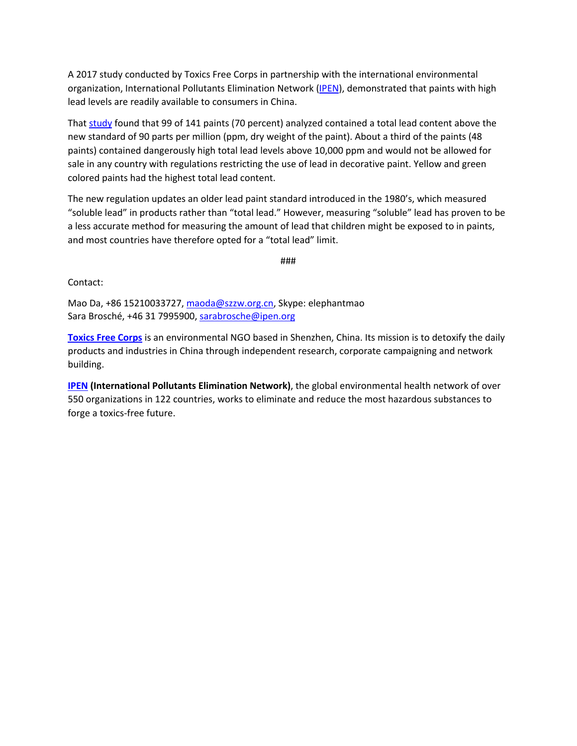A 2017 study conducted by Toxics Free Corps in partnership with the international environmental organization, International Pollutants Elimination Network (IPEN), demonstrated that paints with high lead levels are readily available to consumers in China.

That study found that 99 of 141 paints (70 percent) analyzed contained a total lead content above the new standard of 90 parts per million (ppm, dry weight of the paint). About a third of the paints (48 paints) contained dangerously high total lead levels above 10,000 ppm and would not be allowed for sale in any country with regulations restricting the use of lead in decorative paint. Yellow and green colored paints had the highest total lead content.

The new regulation updates an older lead paint standard introduced in the 1980's, which measured "soluble lead" in products rather than "total lead." However, measuring "soluble" lead has proven to be a less accurate method for measuring the amount of lead that children might be exposed to in paints, and most countries have therefore opted for a "total lead" limit.

###

Contact:

Mao Da, +86 15210033727, maoda@szzw.org.cn, Skype: elephantmao
Sara Brosché, +46 31 7995900, sarabrosche@ipen.org

**Toxics Free Corps** is an environmental NGO based in Shenzhen, China. Its mission is to detoxify the daily products and industries in China through independent research, corporate campaigning and network building.

**IPEN (International Pollutants Elimination Network)**, the global environmental health network of over 550 organizations in 122 countries, works to eliminate and reduce the most hazardous substances to forge a toxics-free future.